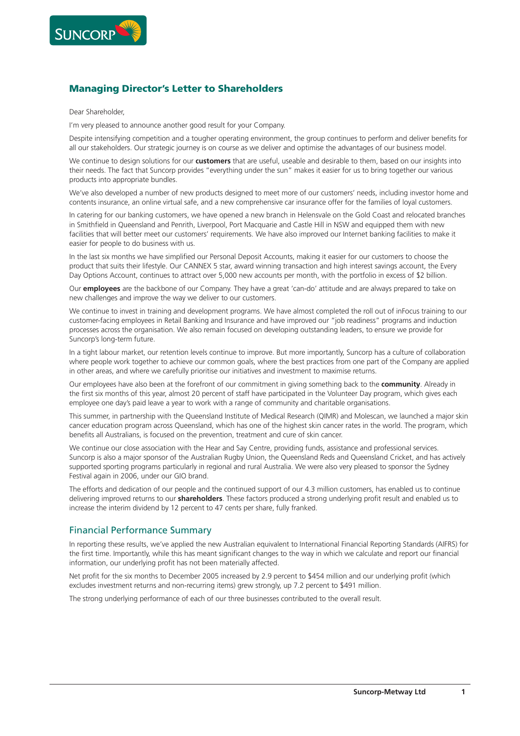# Managing Director's Letter to Shareholders

Dear Shareholder,

I'm very pleased to announce another good result for your Company.

Despite intensifying competition and a tougher operating environment, the group continues to perform and deliver benefits for all our stakeholders. Our strategic journey is on course as we deliver and optimise the advantages of our business model.

We continue to design solutions for our **customers** that are useful, useable and desirable to them, based on our insights into their needs. The fact that Suncorp provides "everything under the sun" makes it easier for us to bring together our various products into appropriate bundles.

We've also developed a number of new products designed to meet more of our customers' needs, including investor home and contents insurance, an online virtual safe, and a new comprehensive car insurance offer for the families of loyal customers.

In catering for our banking customers, we have opened a new branch in Helensvale on the Gold Coast and relocated branches in Smithfield in Queensland and Penrith, Liverpool, Port Macquarie and Castle Hill in NSW and equipped them with new facilities that will better meet our customers' requirements. We have also improved our Internet banking facilities to make it easier for people to do business with us.

In the last six months we have simplified our Personal Deposit Accounts, making it easier for our customers to choose the product that suits their lifestyle. Our CANNEX 5 star, award winning transaction and high interest savings account, the Every Day Options Account, continues to attract over 5,000 new accounts per month, with the portfolio in excess of $2 billion.

Our **employees** are the backbone of our Company. They have a great 'can-do' attitude and are always prepared to take on new challenges and improve the way we deliver to our customers.

We continue to invest in training and development programs. We have almost completed the roll out of inFocus training to our customer-facing employees in Retail Banking and Insurance and have improved our "job readiness" programs and induction processes across the organisation. We also remain focused on developing outstanding leaders, to ensure we provide for Suncorp's long-term future.

In a tight labour market, our retention levels continue to improve. But more importantly, Suncorp has a culture of collaboration where people work together to achieve our common goals, where the best practices from one part of the Company are applied in other areas, and where we carefully prioritise our initiatives and investment to maximise returns.

Our employees have also been at the forefront of our commitment in giving something back to the **community**. Already in the first six months of this year, almost 20 percent of staff have participated in the Volunteer Day program, which gives each employee one day's paid leave a year to work with a range of community and charitable organisations.

This summer, in partnership with the Queensland Institute of Medical Research (QIMR) and Molescan, we launched a major skin cancer education program across Queensland, which has one of the highest skin cancer rates in the world. The program, which benefits all Australians, is focused on the prevention, treatment and cure of skin cancer.

We continue our close association with the Hear and Say Centre, providing funds, assistance and professional services. Suncorp is also a major sponsor of the Australian Rugby Union, the Queensland Reds and Queensland Cricket, and has actively supported sporting programs particularly in regional and rural Australia. We were also very pleased to sponsor the Sydney Festival again in 2006, under our GIO brand.

The efforts and dedication of our people and the continued support of our 4.3 million customers, has enabled us to continue delivering improved returns to our **shareholders**. These factors produced a strong underlying profit result and enabled us to increase the interim dividend by 12 percent to 47 cents per share, fully franked.

## Financial Performance Summary

In reporting these results, we've applied the new Australian equivalent to International Financial Reporting Standards (AIFRS) for the first time. Importantly, while this has meant significant changes to the way in which we calculate and report our financial information, our underlying profit has not been materially affected.

Net profit for the six months to December 2005 increased by 2.9 percent to $454 million and our underlying profit (which excludes investment returns and non-recurring items) grew strongly, up 7.2 percent to $491 million.

The strong underlying performance of each of our three businesses contributed to the overall result.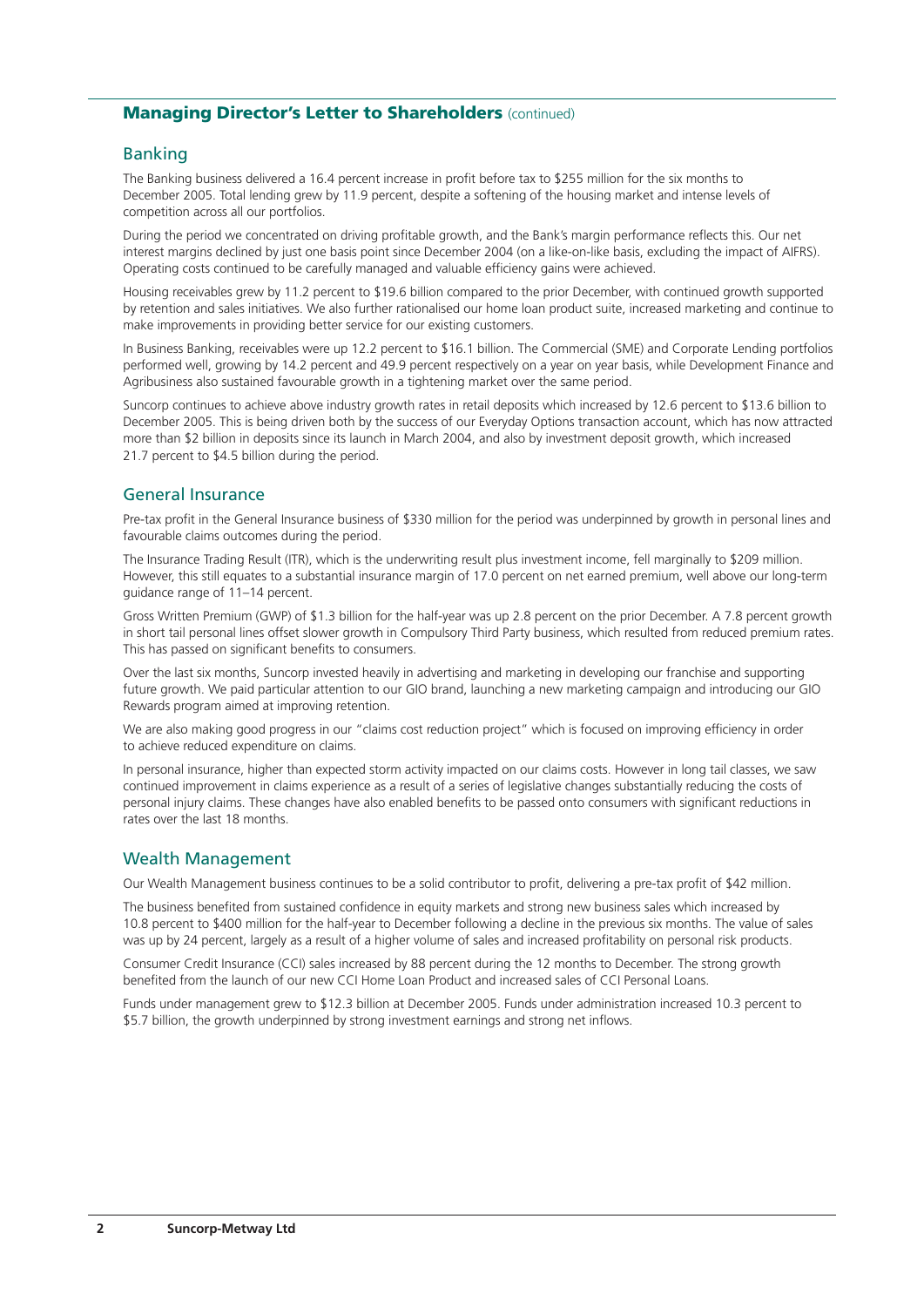## Managing Director's Letter to Shareholders (continued)

### Banking

The Banking business delivered a 16.4 percent increase in profit before tax to $255 million for the six months to December 2005. Total lending grew by 11.9 percent, despite a softening of the housing market and intense levels of competition across all our portfolios.

During the period we concentrated on driving profitable growth, and the Bank's margin performance reflects this. Our net interest margins declined by just one basis point since December 2004 (on a like-on-like basis, excluding the impact of AIFRS). Operating costs continued to be carefully managed and valuable efficiency gains were achieved.

Housing receivables grew by 11.2 percent to $19.6 billion compared to the prior December, with continued growth supported by retention and sales initiatives. We also further rationalised our home loan product suite, increased marketing and continue to make improvements in providing better service for our existing customers.

In Business Banking, receivables were up 12.2 percent to $16.1 billion. The Commercial (SME) and Corporate Lending portfolios performed well, growing by 14.2 percent and 49.9 percent respectively on a year on year basis, while Development Finance and Agribusiness also sustained favourable growth in a tightening market over the same period.

Suncorp continues to achieve above industry growth rates in retail deposits which increased by 12.6 percent to $13.6 billion to December 2005. This is being driven both by the success of our Everyday Options transaction account, which has now attracted more than $2 billion in deposits since its launch in March 2004, and also by investment deposit growth, which increased 21.7 percent to $4.5 billion during the period.

### General Insurance

Pre-tax profit in the General Insurance business of $330 million for the period was underpinned by growth in personal lines and favourable claims outcomes during the period.

The Insurance Trading Result (ITR), which is the underwriting result plus investment income, fell marginally to $209 million. However, this still equates to a substantial insurance margin of 17.0 percent on net earned premium, well above our long-term guidance range of 11–14 percent.

Gross Written Premium (GWP) of $1.3 billion for the half-year was up 2.8 percent on the prior December. A 7.8 percent growth in short tail personal lines offset slower growth in Compulsory Third Party business, which resulted from reduced premium rates. This has passed on significant benefits to consumers.

Over the last six months, Suncorp invested heavily in advertising and marketing in developing our franchise and supporting future growth. We paid particular attention to our GIO brand, launching a new marketing campaign and introducing our GIO Rewards program aimed at improving retention.

We are also making good progress in our "claims cost reduction project" which is focused on improving efficiency in order to achieve reduced expenditure on claims.

In personal insurance, higher than expected storm activity impacted on our claims costs. However in long tail classes, we saw continued improvement in claims experience as a result of a series of legislative changes substantially reducing the costs of personal injury claims. These changes have also enabled benefits to be passed onto consumers with significant reductions in rates over the last 18 months.

### Wealth Management

Our Wealth Management business continues to be a solid contributor to profit, delivering a pre-tax profit of $42 million.

The business benefited from sustained confidence in equity markets and strong new business sales which increased by 10.8 percent to $400 million for the half-year to December following a decline in the previous six months. The value of sales was up by 24 percent, largely as a result of a higher volume of sales and increased profitability on personal risk products.

Consumer Credit Insurance (CCI) sales increased by 88 percent during the 12 months to December. The strong growth benefited from the launch of our new CCI Home Loan Product and increased sales of CCI Personal Loans.

Funds under management grew to $12.3 billion at December 2005. Funds under administration increased 10.3 percent to $5.7 billion, the growth underpinned by strong investment earnings and strong net inflows.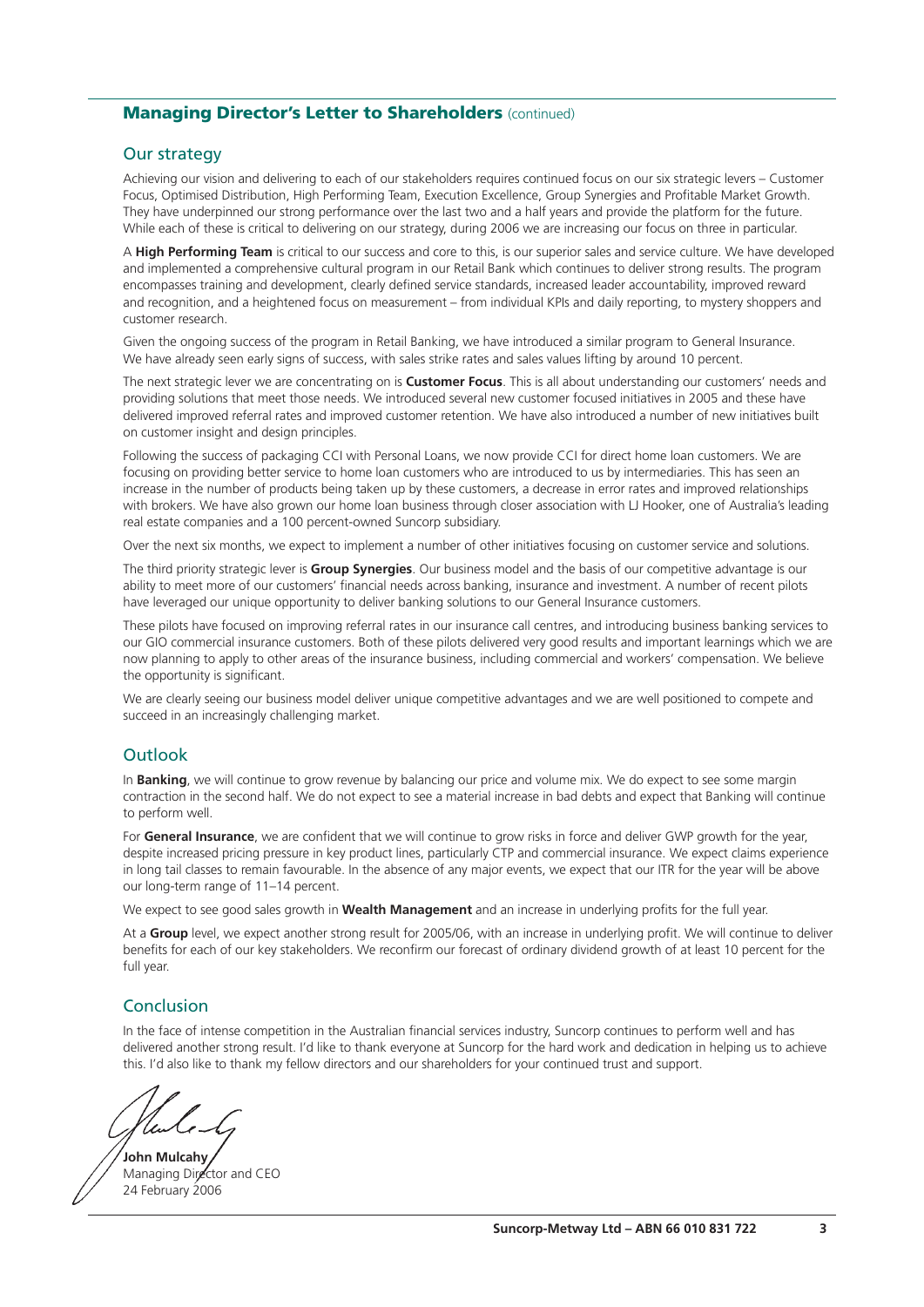## Managing Director's Letter to Shareholders (continued)

### Our strategy

Achieving our vision and delivering to each of our stakeholders requires continued focus on our six strategic levers – Customer Focus, Optimised Distribution, High Performing Team, Execution Excellence, Group Synergies and Profitable Market Growth. They have underpinned our strong performance over the last two and a half years and provide the platform for the future. While each of these is critical to delivering on our strategy, during 2006 we are increasing our focus on three in particular.

A **High Performing Team** is critical to our success and core to this, is our superior sales and service culture. We have developed and implemented a comprehensive cultural program in our Retail Bank which continues to deliver strong results. The program encompasses training and development, clearly defined service standards, increased leader accountability, improved reward and recognition, and a heightened focus on measurement – from individual KPIs and daily reporting, to mystery shoppers and customer research.

Given the ongoing success of the program in Retail Banking, we have introduced a similar program to General Insurance. We have already seen early signs of success, with sales strike rates and sales values lifting by around 10 percent.

The next strategic lever we are concentrating on is **Customer Focus**. This is all about understanding our customers' needs and providing solutions that meet those needs. We introduced several new customer focused initiatives in 2005 and these have delivered improved referral rates and improved customer retention. We have also introduced a number of new initiatives built on customer insight and design principles.

Following the success of packaging CCI with Personal Loans, we now provide CCI for direct home loan customers. We are focusing on providing better service to home loan customers who are introduced to us by intermediaries. This has seen an increase in the number of products being taken up by these customers, a decrease in error rates and improved relationships with brokers. We have also grown our home loan business through closer association with LJ Hooker, one of Australia's leading real estate companies and a 100 percent-owned Suncorp subsidiary.

Over the next six months, we expect to implement a number of other initiatives focusing on customer service and solutions.

The third priority strategic lever is **Group Synergies**. Our business model and the basis of our competitive advantage is our ability to meet more of our customers' financial needs across banking, insurance and investment. A number of recent pilots have leveraged our unique opportunity to deliver banking solutions to our General Insurance customers.

These pilots have focused on improving referral rates in our insurance call centres, and introducing business banking services to our GIO commercial insurance customers. Both of these pilots delivered very good results and important learnings which we are now planning to apply to other areas of the insurance business, including commercial and workers' compensation. We believe the opportunity is significant.

We are clearly seeing our business model deliver unique competitive advantages and we are well positioned to compete and succeed in an increasingly challenging market.

### Outlook

In **Banking**, we will continue to grow revenue by balancing our price and volume mix. We do expect to see some margin contraction in the second half. We do not expect to see a material increase in bad debts and expect that Banking will continue to perform well.

For **General Insurance**, we are confident that we will continue to grow risks in force and deliver GWP growth for the year, despite increased pricing pressure in key product lines, particularly CTP and commercial insurance. We expect claims experience in long tail classes to remain favourable. In the absence of any major events, we expect that our ITR for the year will be above our long-term range of 11–14 percent.

We expect to see good sales growth in **Wealth Management** and an increase in underlying profits for the full year.

At a **Group** level, we expect another strong result for 2005/06, with an increase in underlying profit. We will continue to deliver benefits for each of our key stakeholders. We reconfirm our forecast of ordinary dividend growth of at least 10 percent for the full year.

### Conclusion

In the face of intense competition in the Australian financial services industry, Suncorp continues to perform well and has delivered another strong result. I'd like to thank everyone at Suncorp for the hard work and dedication in helping us to achieve this. I'd also like to thank my fellow directors and our shareholders for your continued trust and support.

**John Mulcahy**
Managing Director and CEO
24 February 2006